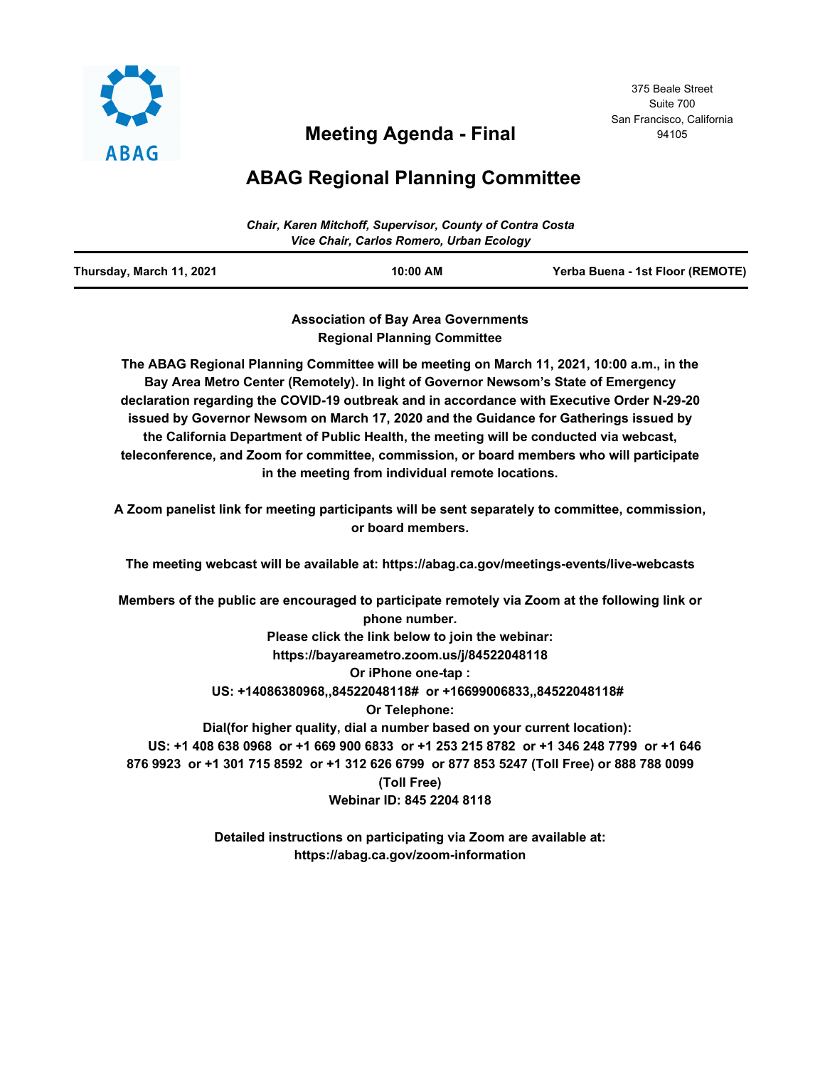ABAG

375 Beale Street
Suite 700
San Francisco, California
94105

# Meeting Agenda - Final

# ABAG Regional Planning Committee

*Chair, Karen Mitchoff, Supervisor, County of Contra Costa*
*Vice Chair, Carlos Romero, Urban Ecology*

| **Thursday, March 11, 2021** | **10:00 AM** | **Yerba Buena - 1st Floor (REMOTE)** |
|---|---|---|

**Association of Bay Area Governments**
**Regional Planning Committee**

**The ABAG Regional Planning Committee will be meeting on March 11, 2021, 10:00 a.m., in the Bay Area Metro Center (Remotely). In light of Governor Newsom's State of Emergency declaration regarding the COVID-19 outbreak and in accordance with Executive Order N-29-20 issued by Governor Newsom on March 17, 2020 and the Guidance for Gatherings issued by the California Department of Public Health, the meeting will be conducted via webcast, teleconference, and Zoom for committee, commission, or board members who will participate in the meeting from individual remote locations.**

**A Zoom panelist link for meeting participants will be sent separately to committee, commission, or board members.**

**The meeting webcast will be available at: https://abag.ca.gov/meetings-events/live-webcasts**

**Members of the public are encouraged to participate remotely via Zoom at the following link or phone number.**
**Please click the link below to join the webinar:**
**https://bayareametro.zoom.us/j/84522048118**
**Or iPhone one-tap :**
**US: +14086380968,,84522048118# or +16699006833,,84522048118#**
**Or Telephone:**
**Dial(for higher quality, dial a number based on your current location):**
**US: +1 408 638 0968 or +1 669 900 6833 or +1 253 215 8782 or +1 346 248 7799 or +1 646 876 9923 or +1 301 715 8592 or +1 312 626 6799 or 877 853 5247 (Toll Free) or 888 788 0099 (Toll Free)**
**Webinar ID: 845 2204 8118**

**Detailed instructions on participating via Zoom are available at:**
**https://abag.ca.gov/zoom-information**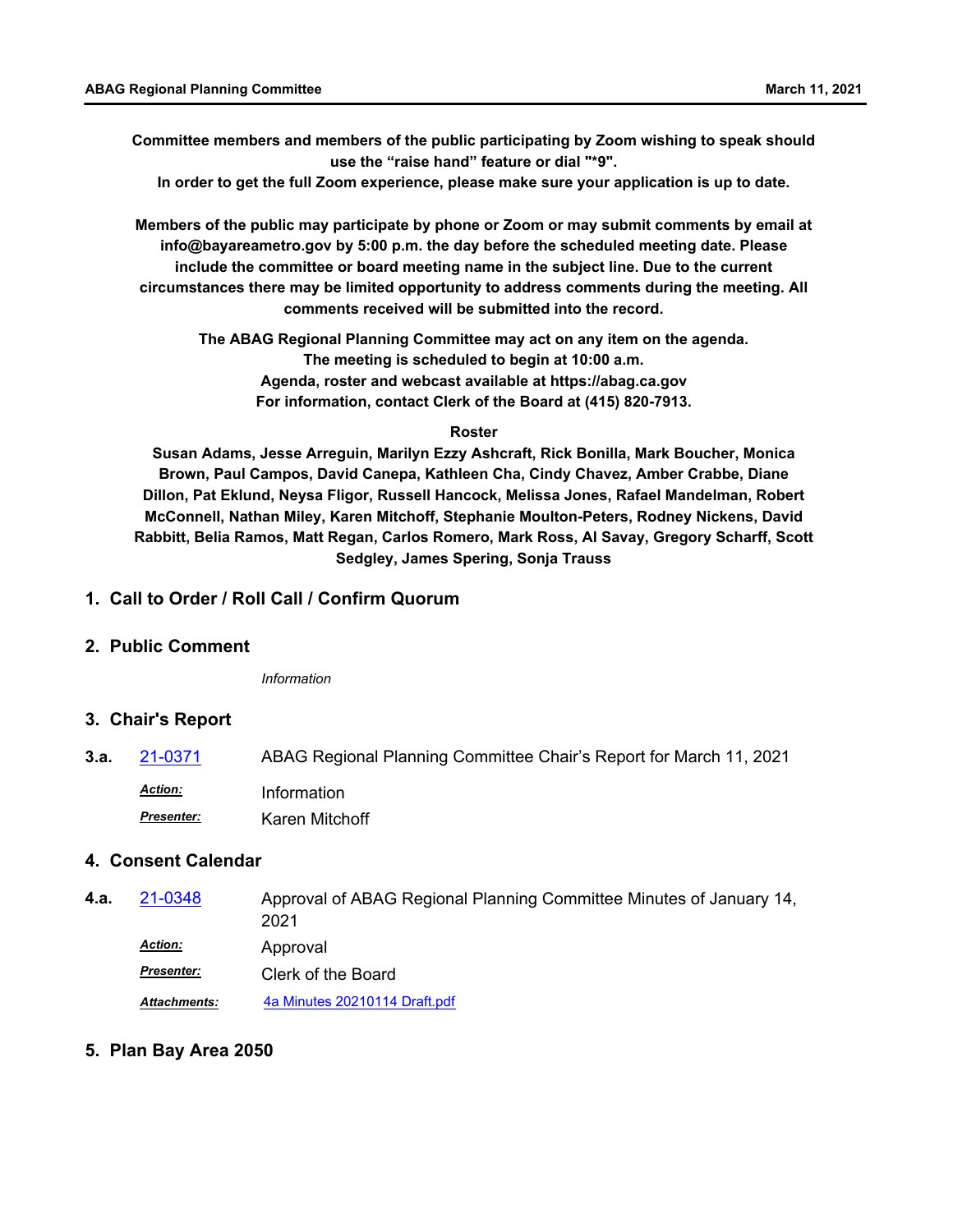**Committee members and members of the public participating by Zoom wishing to speak should use the "raise hand" feature or dial "*9".**

**In order to get the full Zoom experience, please make sure your application is up to date.**

**Members of the public may participate by phone or Zoom or may submit comments by email at info@bayareametro.gov by 5:00 p.m. the day before the scheduled meeting date. Please include the committee or board meeting name in the subject line. Due to the current circumstances there may be limited opportunity to address comments during the meeting. All comments received will be submitted into the record.**

**The ABAG Regional Planning Committee may act on any item on the agenda.**
**The meeting is scheduled to begin at 10:00 a.m.**
**Agenda, roster and webcast available at https://abag.ca.gov**
**For information, contact Clerk of the Board at (415) 820-7913.**

**Roster**

**Susan Adams, Jesse Arreguin, Marilyn Ezzy Ashcraft, Rick Bonilla, Mark Boucher, Monica Brown, Paul Campos, David Canepa, Kathleen Cha, Cindy Chavez, Amber Crabbe, Diane Dillon, Pat Eklund, Neysa Fligor, Russell Hancock, Melissa Jones, Rafael Mandelman, Robert McConnell, Nathan Miley, Karen Mitchoff, Stephanie Moulton-Peters, Rodney Nickens, David Rabbitt, Belia Ramos, Matt Regan, Carlos Romero, Mark Ross, Al Savay, Gregory Scharff, Scott Sedgley, James Spering, Sonja Trauss**

## 1. Call to Order / Roll Call / Confirm Quorum

## 2. Public Comment

*Information*

## 3. Chair's Report

**3.a.** 21-0371 ABAG Regional Planning Committee Chair's Report for March 11, 2021

*Action:* Information

*Presenter:* Karen Mitchoff

## 4. Consent Calendar

**4.a.** 21-0348 Approval of ABAG Regional Planning Committee Minutes of January 14, 2021

*Action:* Approval

*Presenter:* Clerk of the Board

*Attachments:* 4a Minutes 20210114 Draft.pdf

## 5. Plan Bay Area 2050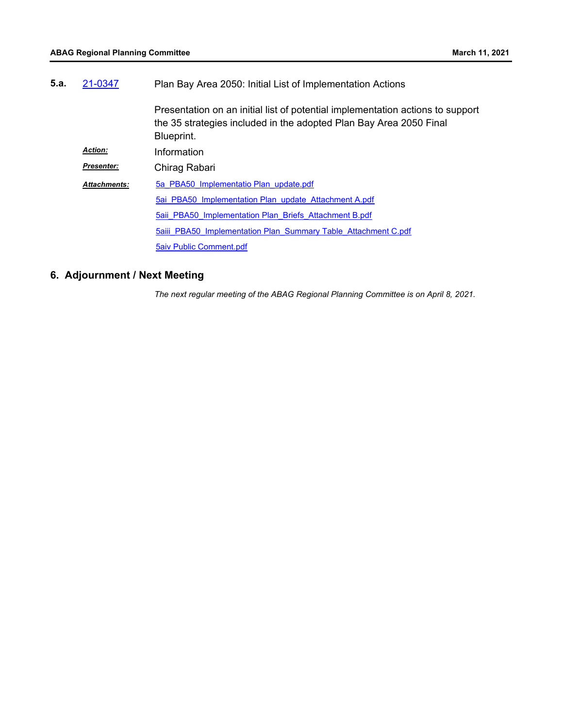**5.a.** 21-0347 Plan Bay Area 2050: Initial List of Implementation Actions

Presentation on an initial list of potential implementation actions to support the 35 strategies included in the adopted Plan Bay Area 2050 Final Blueprint.

***Action:*** Information

***Presenter:*** Chirag Rabari

***Attachments:*** 5a_PBA50_Implementatio Plan_update.pdf
5ai_PBA50_Implementation Plan_update_Attachment A.pdf
5aii_PBA50_Implementation Plan_Briefs_Attachment B.pdf
5aiii_PBA50_Implementation Plan_Summary Table_Attachment C.pdf
5aiv Public Comment.pdf

## 6. Adjournment / Next Meeting

*The next regular meeting of the ABAG Regional Planning Committee is on April 8, 2021.*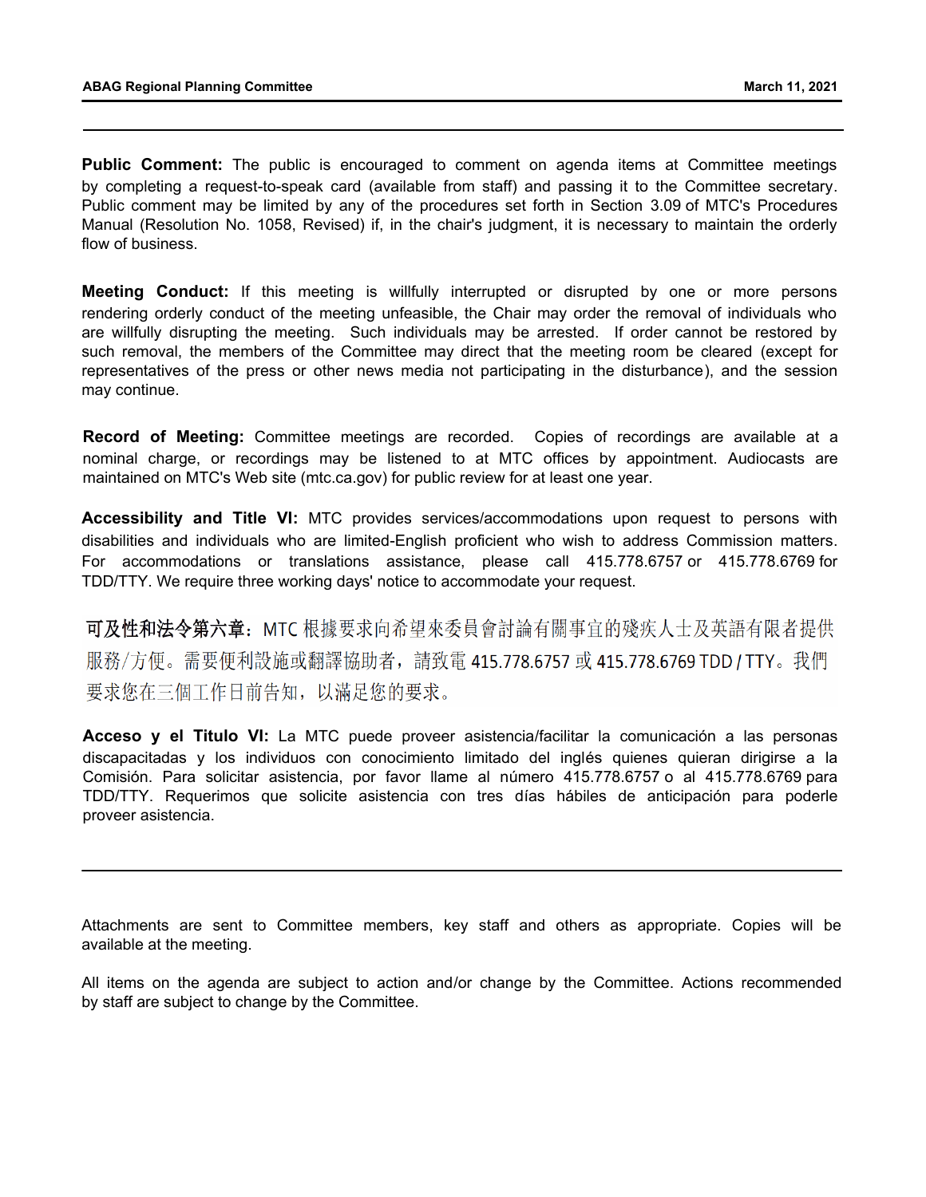**Public Comment:** The public is encouraged to comment on agenda items at Committee meetings by completing a request-to-speak card (available from staff) and passing it to the Committee secretary. Public comment may be limited by any of the procedures set forth in Section 3.09 of MTC's Procedures Manual (Resolution No. 1058, Revised) if, in the chair's judgment, it is necessary to maintain the orderly flow of business.

**Meeting Conduct:** If this meeting is willfully interrupted or disrupted by one or more persons rendering orderly conduct of the meeting unfeasible, the Chair may order the removal of individuals who are willfully disrupting the meeting. Such individuals may be arrested. If order cannot be restored by such removal, the members of the Committee may direct that the meeting room be cleared (except for representatives of the press or other news media not participating in the disturbance), and the session may continue.

**Record of Meeting:** Committee meetings are recorded. Copies of recordings are available at a nominal charge, or recordings may be listened to at MTC offices by appointment. Audiocasts are maintained on MTC's Web site (mtc.ca.gov) for public review for at least one year.

**Accessibility and Title VI:** MTC provides services/accommodations upon request to persons with disabilities and individuals who are limited-English proficient who wish to address Commission matters. For accommodations or translations assistance, please call 415.778.6757 or 415.778.6769 for TDD/TTY. We require three working days' notice to accommodate your request.

**可及性和法令第六章**：MTC 根據要求向希望來委員會討論有關事宜的殘疾人士及英語有限者提供服務/方便。需要便利設施或翻譯協助者，請致電 415.778.6757 或 415.778.6769 TDD / TTY。我們要求您在三個工作日前告知，以滿足您的要求。

**Acceso y el Titulo VI:** La MTC puede proveer asistencia/facilitar la comunicación a las personas discapacitadas y los individuos con conocimiento limitado del inglés quienes quieran dirigirse a la Comisión. Para solicitar asistencia, por favor llame al número 415.778.6757 o al 415.778.6769 para TDD/TTY. Requerimos que solicite asistencia con tres días hábiles de anticipación para poderle proveer asistencia.

---

Attachments are sent to Committee members, key staff and others as appropriate. Copies will be available at the meeting.

All items on the agenda are subject to action and/or change by the Committee. Actions recommended by staff are subject to change by the Committee.